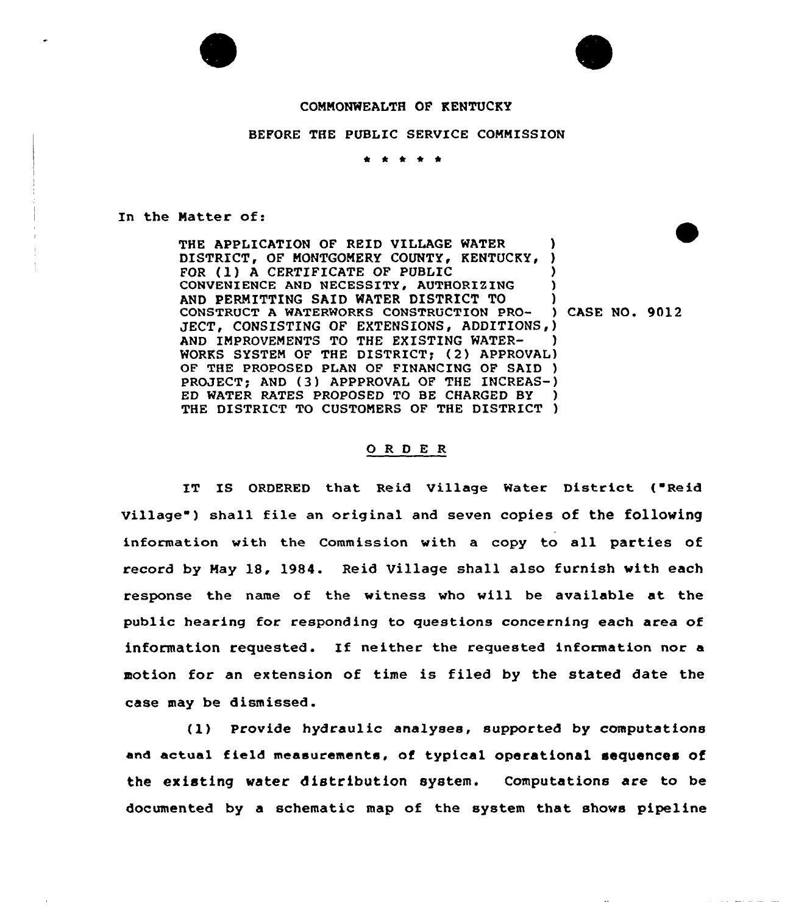COMMONWEALTH OF KENTUCKY

BEFORE THE PUBLIC SERVICE COMMISSION

\* \* \* \* \*

In the Matter of:

THE APPLICATION OF REID VILLAGE WATER DISTRICT, OF MONTGOMERY COUNTY, KENTUCKY, FOR (1) A CERTIFICATE OF PUBLIC CONVENIENCE AND NECESSITY, AUTHORIZING AND PERMITTING SAID WATER DISTRICT TO CONSTRUCT A WATERWORKS CONSTRUCTION PROJECT, CONSISTING OF EXTENSIONS, ADDITIONS, AND IMPROVEMENTS TO THE EXISTING WATERWORKS SYSTEM OF THE DISTRICT; (2) APPROVAL OF THE PROPOSED PLAN OF FINANCING OF SAID PROJECT; AND (3) APPPROVAL OF THE INCREASED WATER RATES PROPOSED TO BE CHARGED BY THE DISTRICT TO CUSTOMERS OF THE DISTRICT ) CASE NO. 9012

## O R D E R

IT IS ORDERED that Reid Village Water District ("Reid Village") shall file an original and seven copies of the following information with the Commission with a copy to all parties of record by May 18, 1984. Reid Village shall also furnish with each response the name of the witness who will be available at the public hearing for responding to questions concerning each area of information requested. If neither the requested information nor a motion for an extension of time is filed by the stated date the case may be dismissed.

(1) Provide hydraulic analyses, supported by computations and actual field measurements, of typical operational sequences of the existing water distribution system. Computations are to be documented by a schematic map of the system that shows pipeline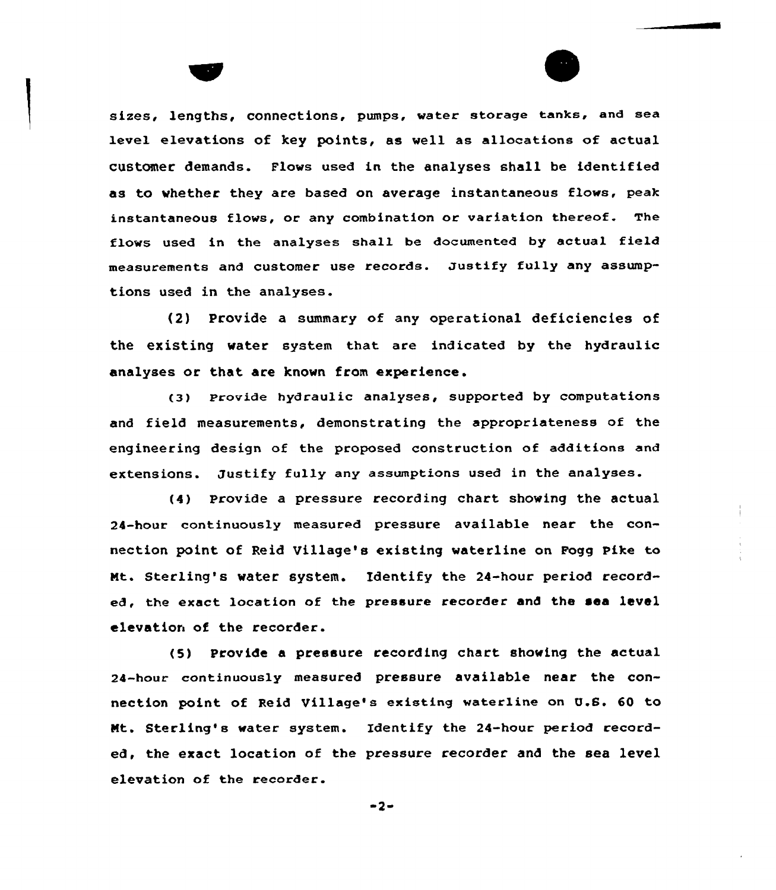sizes, lengths, connections, pumps, water storage tanks, and sea level elevations of key points, as well as allocations of actual customer demands. Flows used in the analyses shall be identified as to whether they are based on average instantaneous flows, peak instantaneous flows, or any combination or variation thereof. The flows used in the analyses shall be documented by actual field measurements and customer use records. Justify fully any assumptions used in the analyses.

(2) Provide a summary of any operational deficiencies of the existing water system that are indicated by the hydraulic analyses or that are known from experience.

(3) Provide hydraulic analyses, supported by computations and field measurements, demonstrating the appropriateness of the engineering design of the proposed construction of additions and extensions. Justify fully any assumptions used in the analyses.

(4) Provide a pressure recording chart showing the actual 24-hour continuously measured pressure available near the connection point of Reid Village's existing waterline on Fogg Pike to Mt. Sterling's water system. Identify the 24-hour period recorded, the exact location of the pressure recorder and the sea level elevation of the recorder.

(5) Provide a pressure recording chart showing the actual 24-hour continuously measured pressure available near the connection point of Reid Village's existing waterline on U.S. 60 to Mt. Sterling's water system. Identify the 24-hour period recorded, the exact location of the pressure recorder and the sea level elevation of the recorder.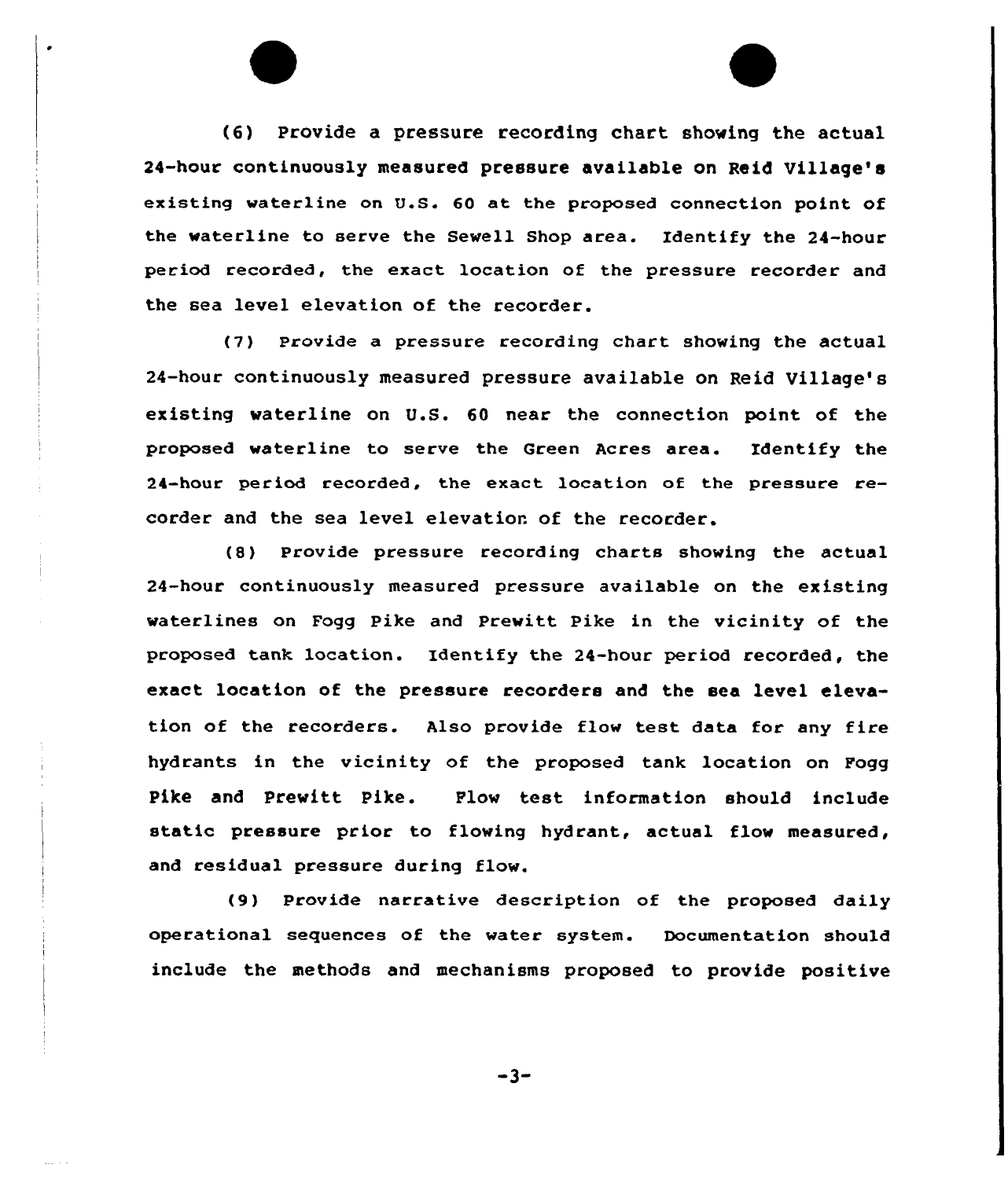(6) Provide a pressure recording chart showing the actual 24-hour continuously measured pressure available on Reid Village's existing waterline on U.S. 60 at the proposed connection point of the waterline to serve the Sewell Shop area. Identify the 24-hour period recorded, the exact location of the pressure recorder and the sea level elevation of the recorder.

(7) Provide a pressure recording chart showing the actual 24-hour continuously measured pressure available on Reid Village's existing waterline on U.S. 60 near the connection point of the proposed waterline to serve the Green Acres area. Identify the 24-hour period recorded, the exact location of the pressure recorder and the sea level elevation of the recorder.

(8) Provide pressure recording charts showing the actual 24-hour continuously measured pressure available on the existing waterlines on Fogg Pike and Prewitt Pike in the vicinity of the proposed tank location. Identify the 24-hour period recorded, the exact location of the pressure recorders and the sea level elevation of the recorders. Also provide flow test data for any fire hydrants in the vicinity of the proposed tank location on Fogg Pike and Prewitt Pike. Flow test information should include static pressure prior to flowing hydrant, actual flow measured, and residual pressure during flow.

(9) Provide narrative description of the proposed daily operational sequences of the water system. Documentation should include the methods and mechanisms proposed to provide positive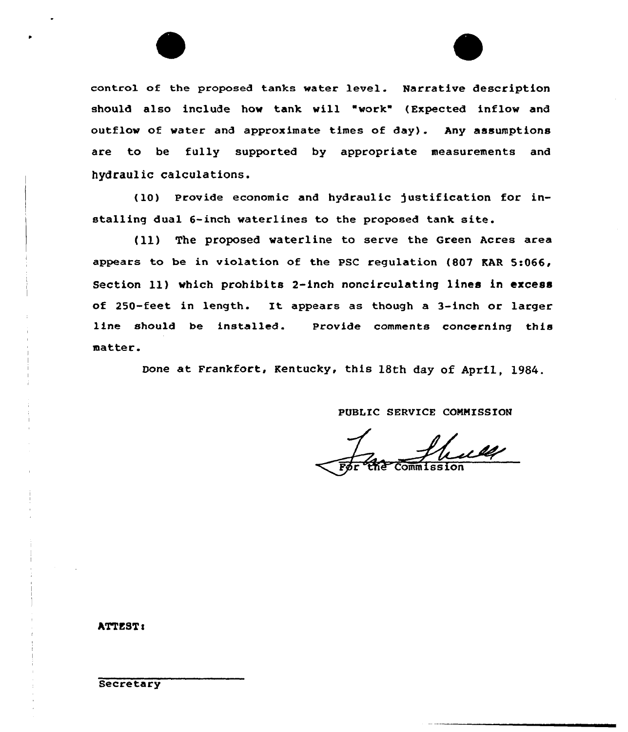control of the proposed tanks water level. Narrative description should also include how tank will "work" (Expected inflow and outflow of water and approximate times of day). Any assumptions are to be fully supported by appropriate measurements and hydraulic calculations.

(10) Provide economic and hydraulic justification for installing dual 6-inch waterlines to the proposed tank site.

(11) The proposed waterline to serve the Green Acres area appears to be in violation of the PSC regulation (807 KAR 5:066, Section 11) which prohibits 2-inch noncirculating lines in excess of 250-feet in length. It appears as though a 3-inch or larger line should be installed. Provide comments concerning this matter.

Done at Frankfort, Kentucky, this 18th day of April, 1984.

PUBLIC SERVICE COMMISSION

For the Commission

ATTEST:

Secretary